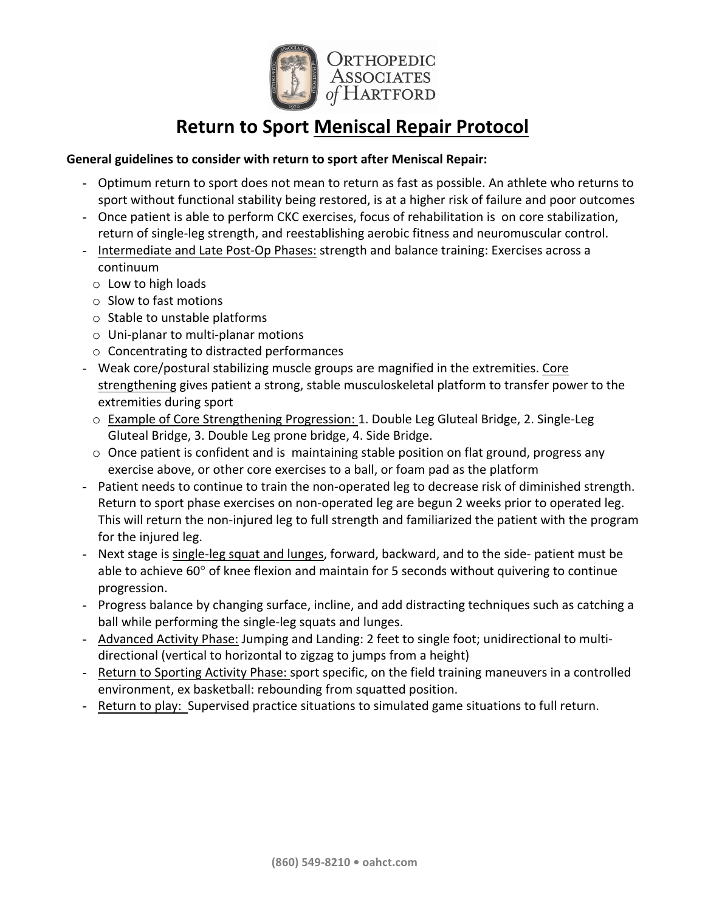Orthopedic Associates of Hartford

# Return to Sport Meniscal Repair Protocol

**General guidelines to consider with return to sport after Meniscal Repair:**

- Optimum return to sport does not mean to return as fast as possible. An athlete who returns to sport without functional stability being restored, is at a higher risk of failure and poor outcomes
- Once patient is able to perform CKC exercises, focus of rehabilitation is on core stabilization, return of single-leg strength, and reestablishing aerobic fitness and neuromuscular control.
- Intermediate and Late Post-Op Phases: strength and balance training: Exercises across a continuum
  - Low to high loads
  - Slow to fast motions
  - Stable to unstable platforms
  - Uni-planar to multi-planar motions
  - Concentrating to distracted performances
- Weak core/postural stabilizing muscle groups are magnified in the extremities. Core strengthening gives patient a strong, stable musculoskeletal platform to transfer power to the extremities during sport
  - Example of Core Strengthening Progression: 1. Double Leg Gluteal Bridge, 2. Single-Leg Gluteal Bridge, 3. Double Leg prone bridge, 4. Side Bridge.
  - Once patient is confident and is maintaining stable position on flat ground, progress any exercise above, or other core exercises to a ball, or foam pad as the platform
- Patient needs to continue to train the non-operated leg to decrease risk of diminished strength. Return to sport phase exercises on non-operated leg are begun 2 weeks prior to operated leg. This will return the non-injured leg to full strength and familiarized the patient with the program for the injured leg.
- Next stage is single-leg squat and lunges, forward, backward, and to the side- patient must be able to achieve 60° of knee flexion and maintain for 5 seconds without quivering to continue progression.
- Progress balance by changing surface, incline, and add distracting techniques such as catching a ball while performing the single-leg squats and lunges.
- Advanced Activity Phase: Jumping and Landing: 2 feet to single foot; unidirectional to multi-directional (vertical to horizontal to zigzag to jumps from a height)
- Return to Sporting Activity Phase: sport specific, on the field training maneuvers in a controlled environment, ex basketball: rebounding from squatted position.
- Return to play: Supervised practice situations to simulated game situations to full return.

(860) 549-8210 • oahct.com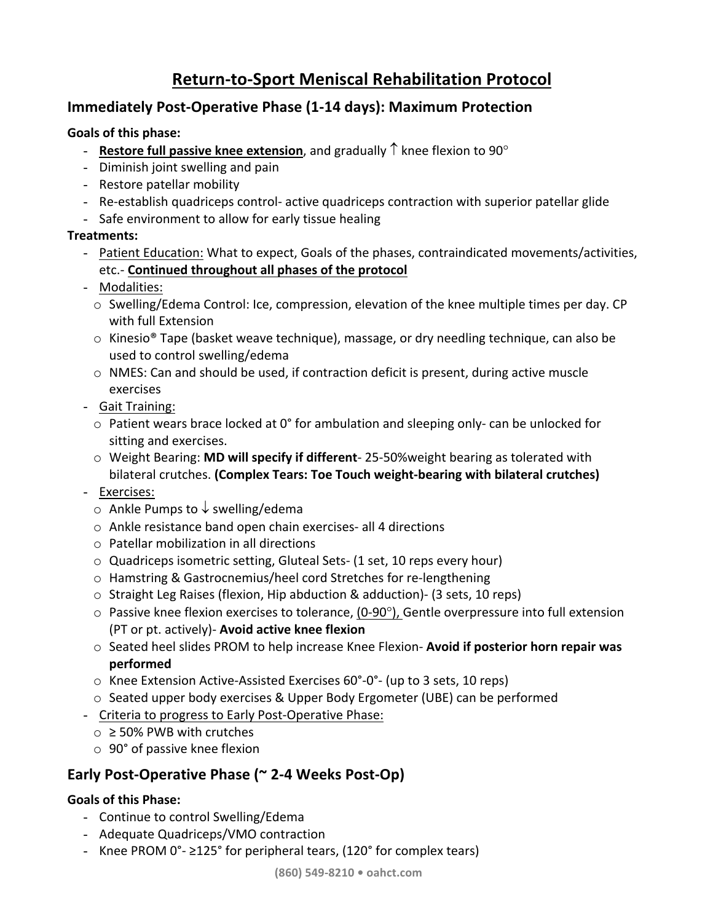# Return-to-Sport Meniscal Rehabilitation Protocol

## Immediately Post-Operative Phase (1-14 days): Maximum Protection

**Goals of this phase:**

- **Restore full passive knee extension**, and gradually ↑ knee flexion to 90°
- Diminish joint swelling and pain
- Restore patellar mobility
- Re-establish quadriceps control- active quadriceps contraction with superior patellar glide
- Safe environment to allow for early tissue healing

**Treatments:**

- Patient Education: What to expect, Goals of the phases, contraindicated movements/activities, etc.- **Continued throughout all phases of the protocol**
- Modalities:
  - Swelling/Edema Control: Ice, compression, elevation of the knee multiple times per day. CP with full Extension
  - Kinesio® Tape (basket weave technique), massage, or dry needling technique, can also be used to control swelling/edema
  - NMES: Can and should be used, if contraction deficit is present, during active muscle exercises
- Gait Training:
  - Patient wears brace locked at 0° for ambulation and sleeping only- can be unlocked for sitting and exercises.
  - Weight Bearing: **MD will specify if different**- 25-50%weight bearing as tolerated with bilateral crutches. **(Complex Tears: Toe Touch weight-bearing with bilateral crutches)**
- Exercises:
  - Ankle Pumps to ↓ swelling/edema
  - Ankle resistance band open chain exercises- all 4 directions
  - Patellar mobilization in all directions
  - Quadriceps isometric setting, Gluteal Sets- (1 set, 10 reps every hour)
  - Hamstring & Gastrocnemius/heel cord Stretches for re-lengthening
  - Straight Leg Raises (flexion, Hip abduction & adduction)- (3 sets, 10 reps)
  - Passive knee flexion exercises to tolerance, (0-90°), Gentle overpressure into full extension (PT or pt. actively)- **Avoid active knee flexion**
  - Seated heel slides PROM to help increase Knee Flexion- **Avoid if posterior horn repair was performed**
  - Knee Extension Active-Assisted Exercises 60°-0°- (up to 3 sets, 10 reps)
  - Seated upper body exercises & Upper Body Ergometer (UBE) can be performed
- Criteria to progress to Early Post-Operative Phase:
  - ≥ 50% PWB with crutches
  - 90° of passive knee flexion

## Early Post-Operative Phase (~ 2-4 Weeks Post-Op)

**Goals of this Phase:**

- Continue to control Swelling/Edema
- Adequate Quadriceps/VMO contraction
- Knee PROM 0°- ≥125° for peripheral tears, (120° for complex tears)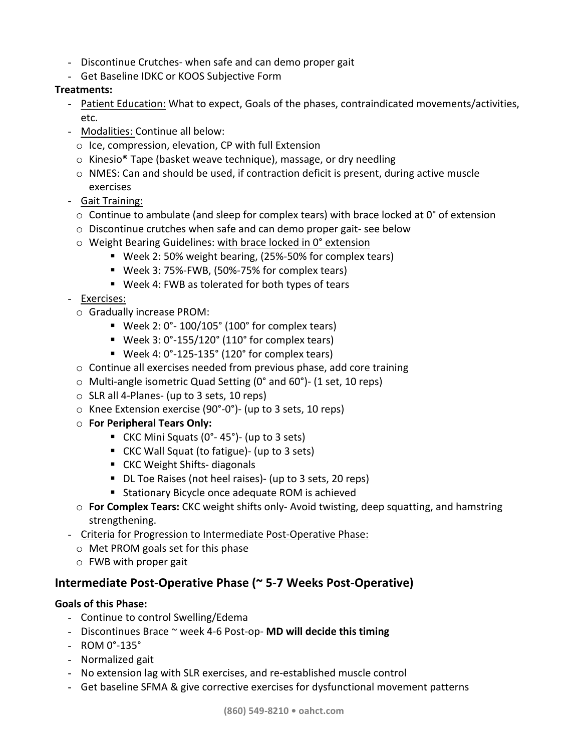- Discontinue Crutches- when safe and can demo proper gait
- Get Baseline IDKC or KOOS Subjective Form

**Treatments:**

- Patient Education: What to expect, Goals of the phases, contraindicated movements/activities, etc.
- Modalities: Continue all below:
  - Ice, compression, elevation, CP with full Extension
  - Kinesio® Tape (basket weave technique), massage, or dry needling
  - NMES: Can and should be used, if contraction deficit is present, during active muscle exercises
- Gait Training:
  - Continue to ambulate (and sleep for complex tears) with brace locked at 0° of extension
  - Discontinue crutches when safe and can demo proper gait- see below
  - Weight Bearing Guidelines: with brace locked in 0° extension
    - Week 2: 50% weight bearing, (25%-50% for complex tears)
    - Week 3: 75%-FWB, (50%-75% for complex tears)
    - Week 4: FWB as tolerated for both types of tears
- Exercises:
  - Gradually increase PROM:
    - Week 2: 0°- 100/105° (100° for complex tears)
    - Week 3: 0°-155/120° (110° for complex tears)
    - Week 4: 0°-125-135° (120° for complex tears)
  - Continue all exercises needed from previous phase, add core training
  - Multi-angle isometric Quad Setting (0° and 60°)- (1 set, 10 reps)
  - SLR all 4-Planes- (up to 3 sets, 10 reps)
  - Knee Extension exercise (90°-0°)- (up to 3 sets, 10 reps)
  - **For Peripheral Tears Only:**
    - CKC Mini Squats (0°- 45°)- (up to 3 sets)
    - CKC Wall Squat (to fatigue)- (up to 3 sets)
    - CKC Weight Shifts- diagonals
    - DL Toe Raises (not heel raises)- (up to 3 sets, 20 reps)
    - Stationary Bicycle once adequate ROM is achieved
  - **For Complex Tears:** CKC weight shifts only- Avoid twisting, deep squatting, and hamstring strengthening.
- Criteria for Progression to Intermediate Post-Operative Phase:
  - Met PROM goals set for this phase
  - FWB with proper gait

## Intermediate Post-Operative Phase (~ 5-7 Weeks Post-Operative)

**Goals of this Phase:**

- Continue to control Swelling/Edema
- Discontinues Brace ~ week 4-6 Post-op- **MD will decide this timing**
- ROM 0°-135°
- Normalized gait
- No extension lag with SLR exercises, and re-established muscle control
- Get baseline SFMA & give corrective exercises for dysfunctional movement patterns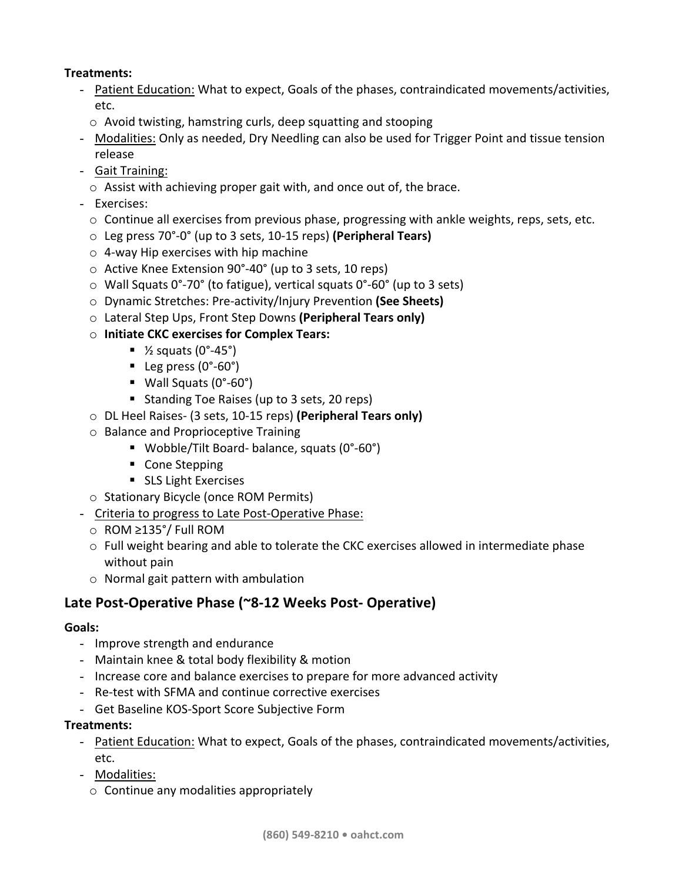**Treatments:**

- Patient Education: What to expect, Goals of the phases, contraindicated movements/activities, etc.
  - Avoid twisting, hamstring curls, deep squatting and stooping
- Modalities: Only as needed, Dry Needling can also be used for Trigger Point and tissue tension release
- Gait Training:
  - Assist with achieving proper gait with, and once out of, the brace.
- Exercises:
  - Continue all exercises from previous phase, progressing with ankle weights, reps, sets, etc.
  - Leg press 70°-0° (up to 3 sets, 10-15 reps) **(Peripheral Tears)**
  - 4-way Hip exercises with hip machine
  - Active Knee Extension 90°-40° (up to 3 sets, 10 reps)
  - Wall Squats 0°-70° (to fatigue), vertical squats 0°-60° (up to 3 sets)
  - Dynamic Stretches: Pre-activity/Injury Prevention **(See Sheets)**
  - Lateral Step Ups, Front Step Downs **(Peripheral Tears only)**
  - **Initiate CKC exercises for Complex Tears:**
    - ½ squats (0°-45°)
    - Leg press (0°-60°)
    - Wall Squats (0°-60°)
    - Standing Toe Raises (up to 3 sets, 20 reps)
  - DL Heel Raises- (3 sets, 10-15 reps) **(Peripheral Tears only)**
  - Balance and Proprioceptive Training
    - Wobble/Tilt Board- balance, squats (0°-60°)
    - Cone Stepping
    - SLS Light Exercises
  - Stationary Bicycle (once ROM Permits)
- Criteria to progress to Late Post-Operative Phase:
  - ROM ≥135°/ Full ROM
  - Full weight bearing and able to tolerate the CKC exercises allowed in intermediate phase without pain
  - Normal gait pattern with ambulation

## Late Post-Operative Phase (~8-12 Weeks Post- Operative)

**Goals:**

- Improve strength and endurance
- Maintain knee & total body flexibility & motion
- Increase core and balance exercises to prepare for more advanced activity
- Re-test with SFMA and continue corrective exercises
- Get Baseline KOS-Sport Score Subjective Form

**Treatments:**

- Patient Education: What to expect, Goals of the phases, contraindicated movements/activities, etc.
- Modalities:
  - Continue any modalities appropriately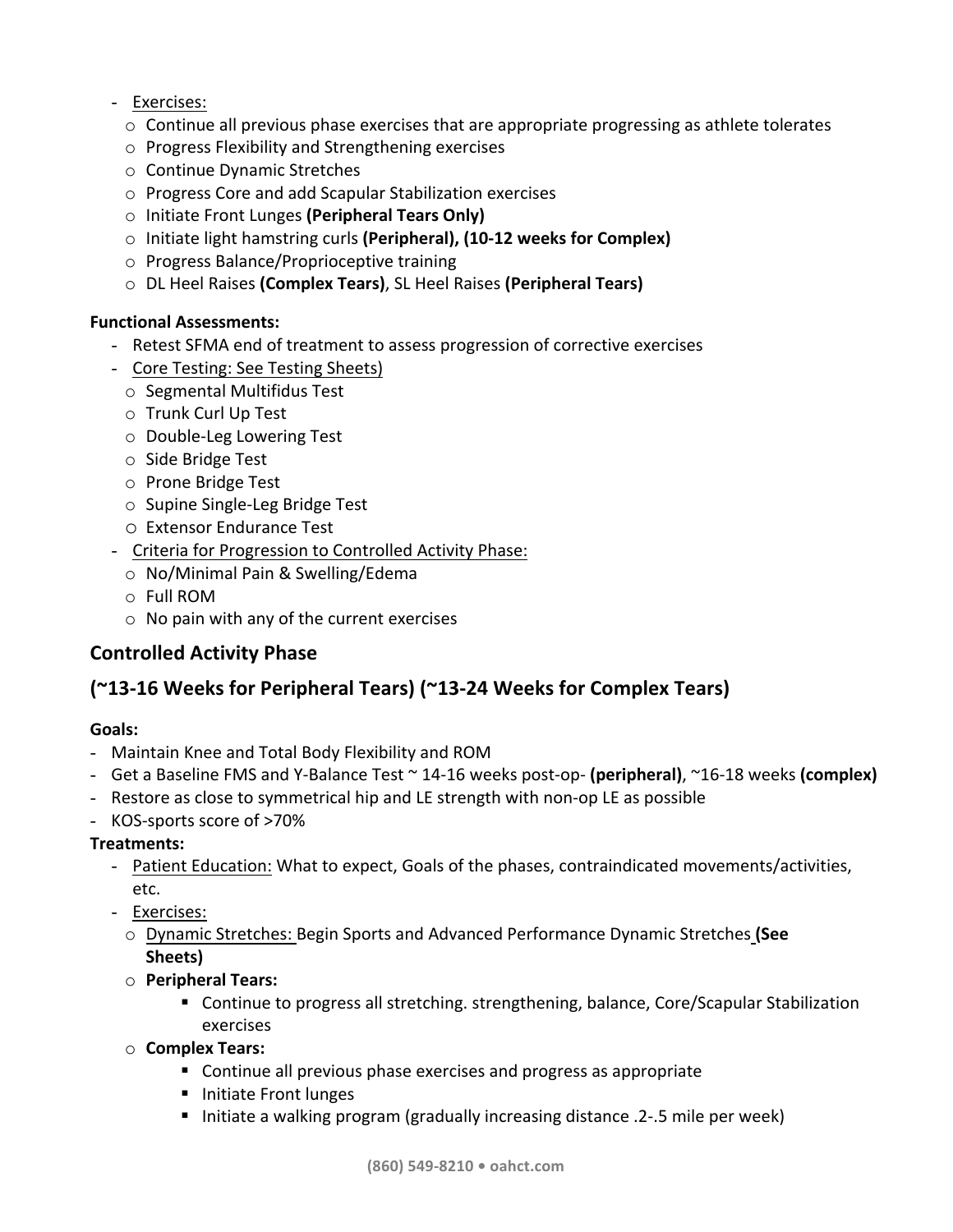- Exercises:
  - Continue all previous phase exercises that are appropriate progressing as athlete tolerates
  - Progress Flexibility and Strengthening exercises
  - Continue Dynamic Stretches
  - Progress Core and add Scapular Stabilization exercises
  - Initiate Front Lunges **(Peripheral Tears Only)**
  - Initiate light hamstring curls **(Peripheral), (10-12 weeks for Complex)**
  - Progress Balance/Proprioceptive training
  - DL Heel Raises **(Complex Tears)**, SL Heel Raises **(Peripheral Tears)**

**Functional Assessments:**

- Retest SFMA end of treatment to assess progression of corrective exercises
- Core Testing: See Testing Sheets)
  - Segmental Multifidus Test
  - Trunk Curl Up Test
  - Double-Leg Lowering Test
  - Side Bridge Test
  - Prone Bridge Test
  - Supine Single-Leg Bridge Test
  - Extensor Endurance Test
- Criteria for Progression to Controlled Activity Phase:
  - No/Minimal Pain & Swelling/Edema
  - Full ROM
  - No pain with any of the current exercises

## Controlled Activity Phase

## (~13-16 Weeks for Peripheral Tears) (~13-24 Weeks for Complex Tears)

**Goals:**

- Maintain Knee and Total Body Flexibility and ROM
- Get a Baseline FMS and Y-Balance Test ~ 14-16 weeks post-op- **(peripheral)**, ~16-18 weeks **(complex)**
- Restore as close to symmetrical hip and LE strength with non-op LE as possible
- KOS-sports score of >70%

**Treatments:**

- Patient Education: What to expect, Goals of the phases, contraindicated movements/activities, etc.
- Exercises:
  - Dynamic Stretches: Begin Sports and Advanced Performance Dynamic Stretches **(See Sheets)**
  - **Peripheral Tears:**
    - Continue to progress all stretching. strengthening, balance, Core/Scapular Stabilization exercises
  - **Complex Tears:**
    - Continue all previous phase exercises and progress as appropriate
    - Initiate Front lunges
    - Initiate a walking program (gradually increasing distance .2-.5 mile per week)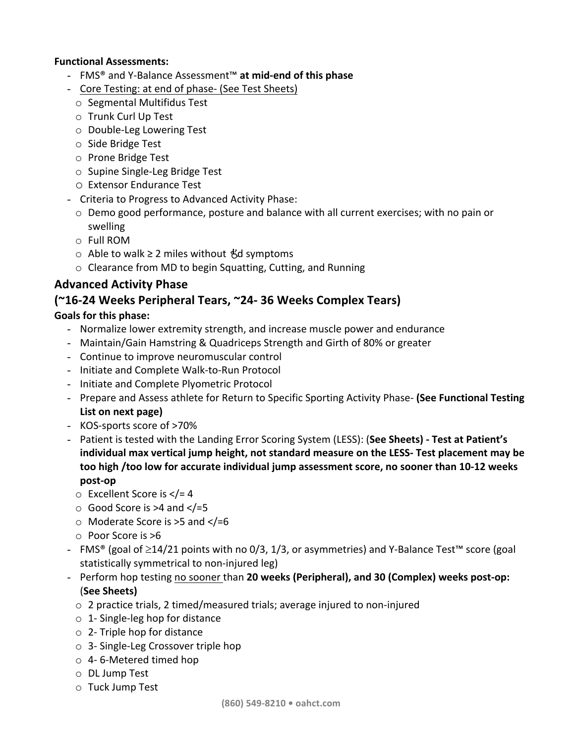**Functional Assessments:**

- FMS® and Y-Balance Assessment™ **at mid-end of this phase**
- Core Testing: at end of phase- (See Test Sheets)
  - Segmental Multifidus Test
  - Trunk Curl Up Test
  - Double-Leg Lowering Test
  - Side Bridge Test
  - Prone Bridge Test
  - Supine Single-Leg Bridge Test
  - Extensor Endurance Test
- Criteria to Progress to Advanced Activity Phase:
  - Demo good performance, posture and balance with all current exercises; with no pain or swelling
  - Full ROM
  - Able to walk ≥ 2 miles without ↑'d symptoms
  - Clearance from MD to begin Squatting, Cutting, and Running

## Advanced Activity Phase
## (~16-24 Weeks Peripheral Tears, ~24- 36 Weeks Complex Tears)

**Goals for this phase:**

- Normalize lower extremity strength, and increase muscle power and endurance
- Maintain/Gain Hamstring & Quadriceps Strength and Girth of 80% or greater
- Continue to improve neuromuscular control
- Initiate and Complete Walk-to-Run Protocol
- Initiate and Complete Plyometric Protocol
- Prepare and Assess athlete for Return to Specific Sporting Activity Phase- **(See Functional Testing List on next page)**
- KOS-sports score of >70%
- Patient is tested with the Landing Error Scoring System (LESS): (**See Sheets) - Test at Patient's individual max vertical jump height, not standard measure on the LESS- Test placement may be too high /too low for accurate individual jump assessment score, no sooner than 10-12 weeks post-op**
  - Excellent Score is </= 4
  - Good Score is >4 and </=5
  - Moderate Score is >5 and </=6
  - Poor Score is >6
- FMS® (goal of ≥14/21 points with no 0/3, 1/3, or asymmetries) and Y-Balance Test™ score (goal statistically symmetrical to non-injured leg)
- Perform hop testing no sooner than **20 weeks (Peripheral), and 30 (Complex) weeks post-op:** (**See Sheets)**
  - 2 practice trials, 2 timed/measured trials; average injured to non-injured
  - 1- Single-leg hop for distance
  - 2- Triple hop for distance
  - 3- Single-Leg Crossover triple hop
  - 4- 6-Metered timed hop
  - DL Jump Test
  - Tuck Jump Test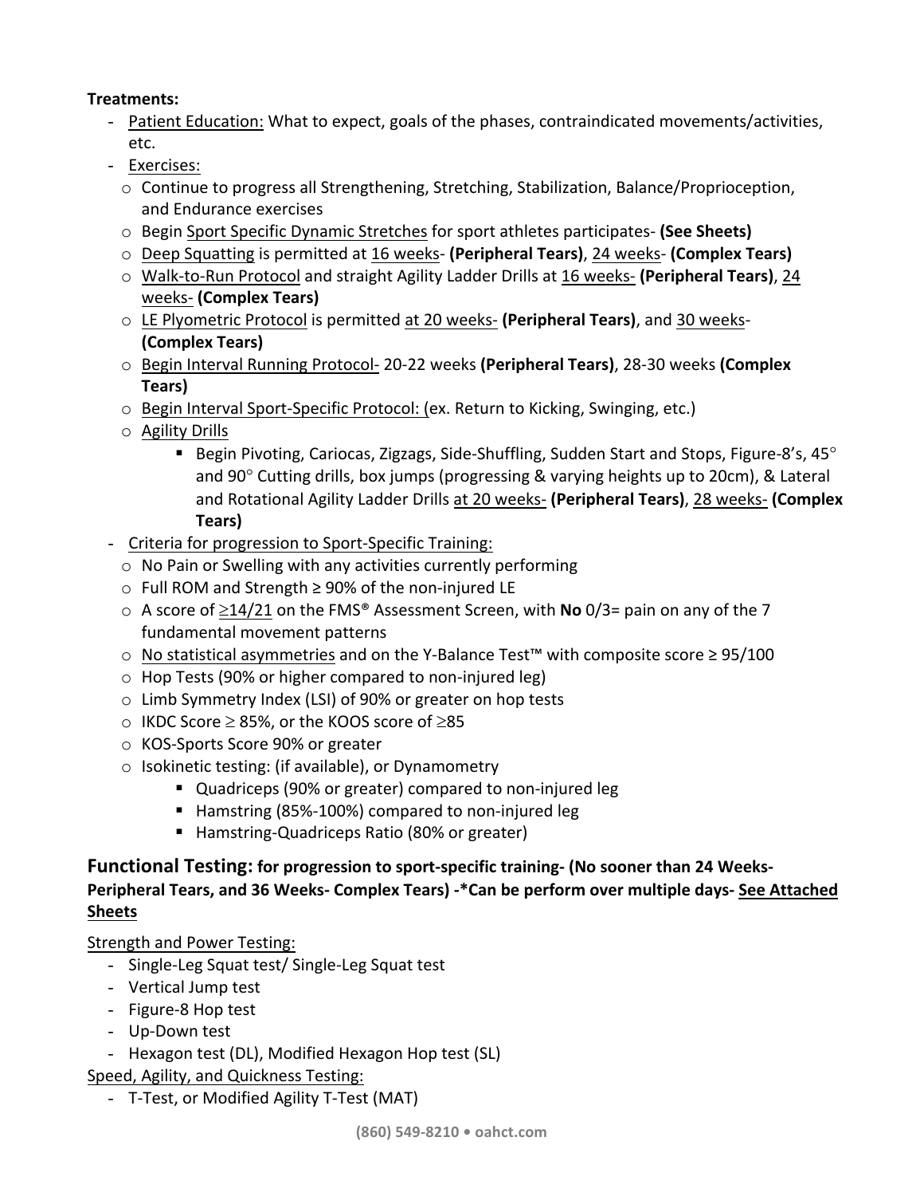**Treatments:**

- Patient Education: What to expect, goals of the phases, contraindicated movements/activities, etc.
- Exercises:
  - Continue to progress all Strengthening, Stretching, Stabilization, Balance/Proprioception, and Endurance exercises
  - Begin Sport Specific Dynamic Stretches for sport athletes participates- **(See Sheets)**
  - Deep Squatting is permitted at 16 weeks- **(Peripheral Tears)**, 24 weeks- **(Complex Tears)**
  - Walk-to-Run Protocol and straight Agility Ladder Drills at 16 weeks- **(Peripheral Tears)**, 24 weeks- **(Complex Tears)**
  - LE Plyometric Protocol is permitted at 20 weeks- **(Peripheral Tears)**, and 30 weeks- **(Complex Tears)**
  - Begin Interval Running Protocol- 20-22 weeks **(Peripheral Tears)**, 28-30 weeks **(Complex Tears)**
  - Begin Interval Sport-Specific Protocol: (ex. Return to Kicking, Swinging, etc.)
  - Agility Drills
    - Begin Pivoting, Cariocas, Zigzags, Side-Shuffling, Sudden Start and Stops, Figure-8's, 45° and 90° Cutting drills, box jumps (progressing & varying heights up to 20cm), & Lateral and Rotational Agility Ladder Drills at 20 weeks- **(Peripheral Tears)**, 28 weeks- **(Complex Tears)**
- Criteria for progression to Sport-Specific Training:
  - No Pain or Swelling with any activities currently performing
  - Full ROM and Strength ≥ 90% of the non-injured LE
  - A score of ≥14/21 on the FMS® Assessment Screen, with **No** 0/3= pain on any of the 7 fundamental movement patterns
  - No statistical asymmetries and on the Y-Balance Test™ with composite score ≥ 95/100
  - Hop Tests (90% or higher compared to non-injured leg)
  - Limb Symmetry Index (LSI) of 90% or greater on hop tests
  - IKDC Score ≥ 85%, or the KOOS score of ≥85
  - KOS-Sports Score 90% or greater
  - Isokinetic testing: (if available), or Dynamometry
    - Quadriceps (90% or greater) compared to non-injured leg
    - Hamstring (85%-100%) compared to non-injured leg
    - Hamstring-Quadriceps Ratio (80% or greater)

**Functional Testing: for progression to sport-specific training- (No sooner than 24 Weeks- Peripheral Tears, and 36 Weeks- Complex Tears) -*Can be perform over multiple days- See Attached Sheets**

Strength and Power Testing:

- Single-Leg Squat test/ Single-Leg Squat test
- Vertical Jump test
- Figure-8 Hop test
- Up-Down test
- Hexagon test (DL), Modified Hexagon Hop test (SL)

Speed, Agility, and Quickness Testing:

- T-Test, or Modified Agility T-Test (MAT)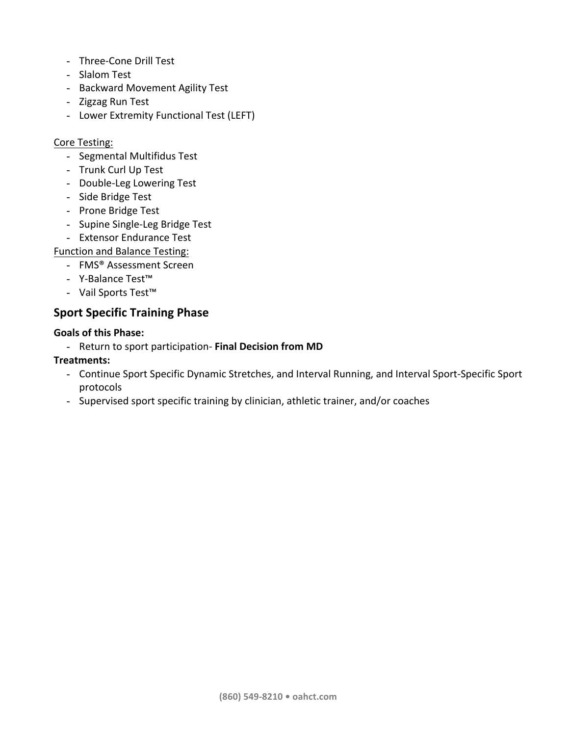- Three-Cone Drill Test
- Slalom Test
- Backward Movement Agility Test
- Zigzag Run Test
- Lower Extremity Functional Test (LEFT)

Core Testing:

- Segmental Multifidus Test
- Trunk Curl Up Test
- Double-Leg Lowering Test
- Side Bridge Test
- Prone Bridge Test
- Supine Single-Leg Bridge Test
- Extensor Endurance Test

Function and Balance Testing:

- FMS® Assessment Screen
- Y-Balance Test™
- Vail Sports Test™

## Sport Specific Training Phase

**Goals of this Phase:**

- Return to sport participation- **Final Decision from MD**

**Treatments:**

- Continue Sport Specific Dynamic Stretches, and Interval Running, and Interval Sport-Specific Sport protocols
- Supervised sport specific training by clinician, athletic trainer, and/or coaches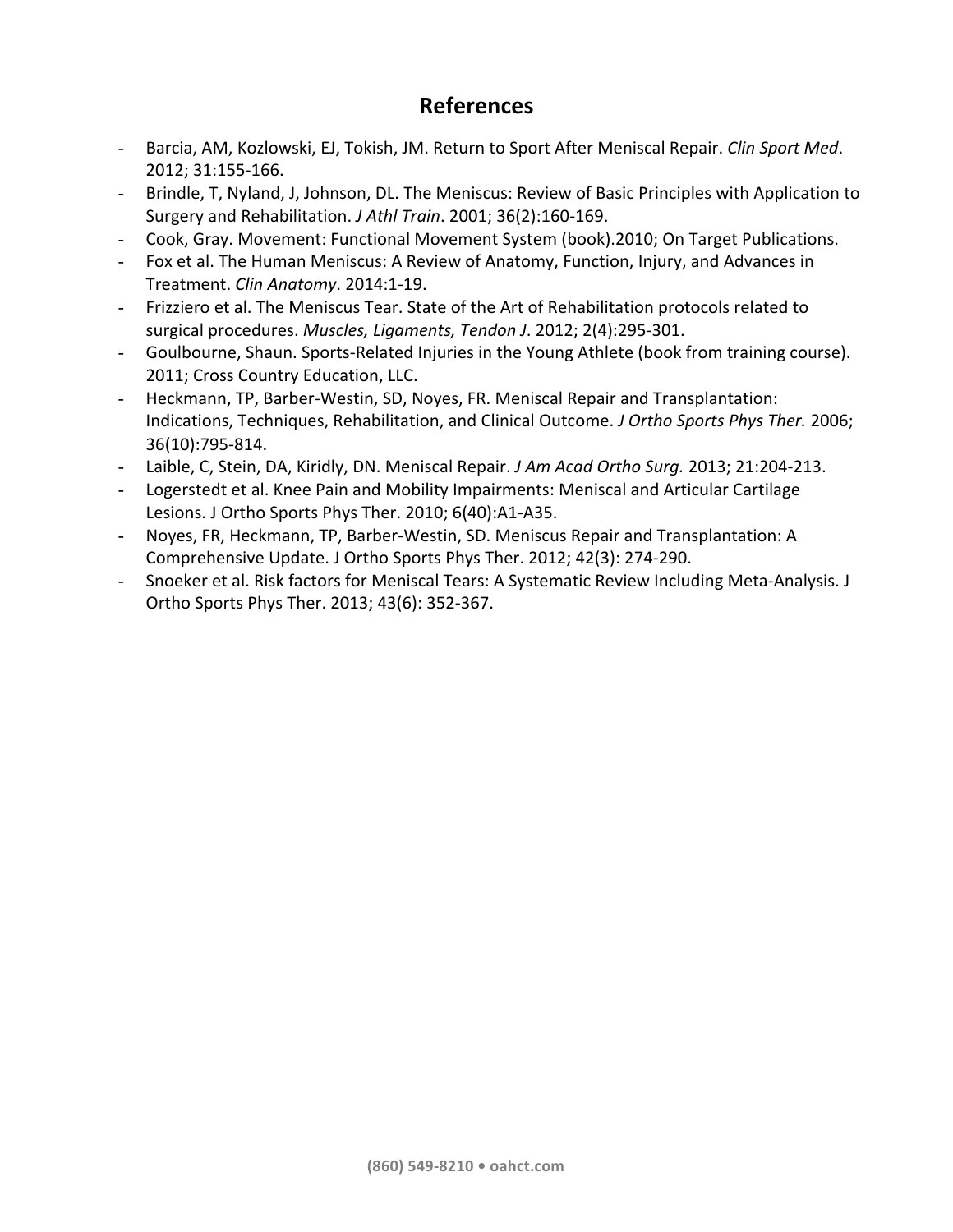# References

- Barcia, AM, Kozlowski, EJ, Tokish, JM. Return to Sport After Meniscal Repair. *Clin Sport Med*. 2012; 31:155-166.
- Brindle, T, Nyland, J, Johnson, DL. The Meniscus: Review of Basic Principles with Application to Surgery and Rehabilitation. *J Athl Train*. 2001; 36(2):160-169.
- Cook, Gray. Movement: Functional Movement System (book).2010; On Target Publications.
- Fox et al. The Human Meniscus: A Review of Anatomy, Function, Injury, and Advances in Treatment. *Clin Anatomy*. 2014:1-19.
- Frizziero et al. The Meniscus Tear. State of the Art of Rehabilitation protocols related to surgical procedures. *Muscles, Ligaments, Tendon J*. 2012; 2(4):295-301.
- Goulbourne, Shaun. Sports-Related Injuries in the Young Athlete (book from training course). 2011; Cross Country Education, LLC.
- Heckmann, TP, Barber-Westin, SD, Noyes, FR. Meniscal Repair and Transplantation: Indications, Techniques, Rehabilitation, and Clinical Outcome. *J Ortho Sports Phys Ther.* 2006; 36(10):795-814.
- Laible, C, Stein, DA, Kiridly, DN. Meniscal Repair. *J Am Acad Ortho Surg.* 2013; 21:204-213.
- Logerstedt et al. Knee Pain and Mobility Impairments: Meniscal and Articular Cartilage Lesions. J Ortho Sports Phys Ther. 2010; 6(40):A1-A35.
- Noyes, FR, Heckmann, TP, Barber-Westin, SD. Meniscus Repair and Transplantation: A Comprehensive Update. J Ortho Sports Phys Ther. 2012; 42(3): 274-290.
- Snoeker et al. Risk factors for Meniscal Tears: A Systematic Review Including Meta-Analysis. J Ortho Sports Phys Ther. 2013; 43(6): 352-367.